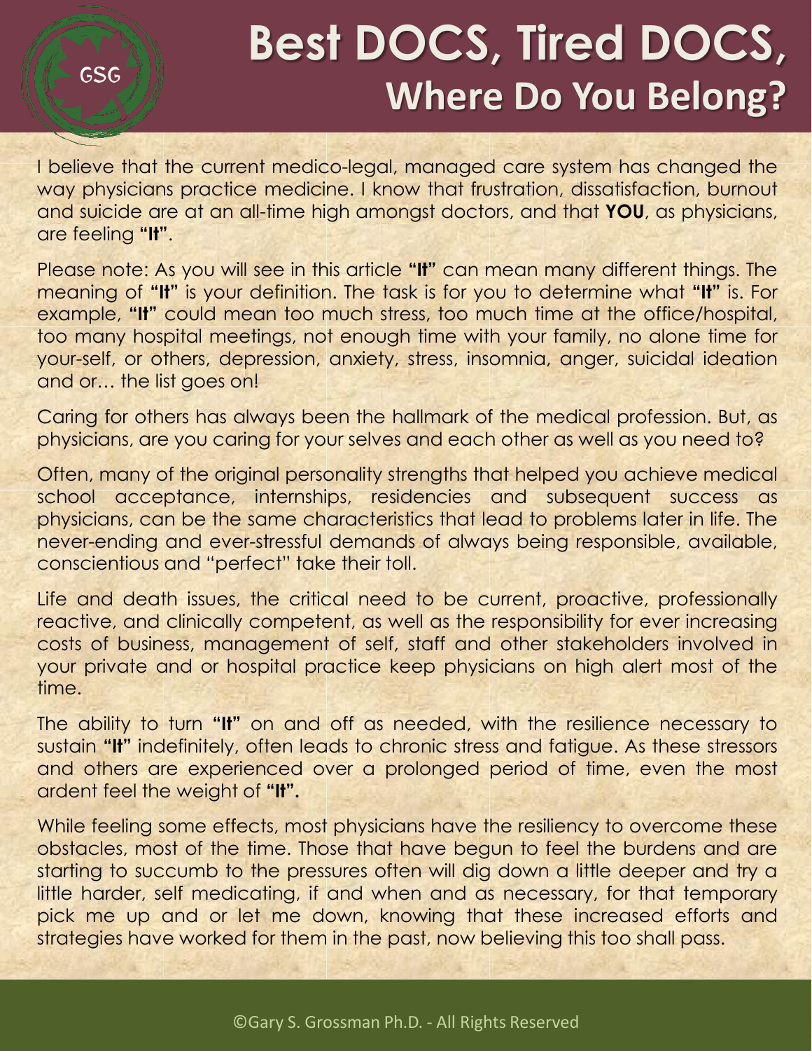# Best DOCS, Tired DOCS, Where Do You Belong?

I believe that the current medico-legal, managed care system has changed the way physicians practice medicine. I know that frustration, dissatisfaction, burnout and suicide are at an all-time high amongst doctors, and that **YOU**, as physicians, are feeling **"It"**.

Please note: As you will see in this article **"It"** can mean many different things. The meaning of **"It"** is your definition. The task is for you to determine what **"It"** is. For example, **"It"** could mean too much stress, too much time at the office/hospital, too many hospital meetings, not enough time with your family, no alone time for your-self, or others, depression, anxiety, stress, insomnia, anger, suicidal ideation and or… the list goes on!

Caring for others has always been the hallmark of the medical profession. But, as physicians, are you caring for your selves and each other as well as you need to?

Often, many of the original personality strengths that helped you achieve medical school acceptance, internships, residencies and subsequent success as physicians, can be the same characteristics that lead to problems later in life. The never-ending and ever-stressful demands of always being responsible, available, conscientious and "perfect" take their toll.

Life and death issues, the critical need to be current, proactive, professionally reactive, and clinically competent, as well as the responsibility for ever increasing costs of business, management of self, staff and other stakeholders involved in your private and or hospital practice keep physicians on high alert most of the time.

The ability to turn **"It"** on and off as needed, with the resilience necessary to sustain **"It"** indefinitely, often leads to chronic stress and fatigue. As these stressors and others are experienced over a prolonged period of time, even the most ardent feel the weight of **"It".**

While feeling some effects, most physicians have the resiliency to overcome these obstacles, most of the time. Those that have begun to feel the burdens and are starting to succumb to the pressures often will dig down a little deeper and try a little harder, self medicating, if and when and as necessary, for that temporary pick me up and or let me down, knowing that these increased efforts and strategies have worked for them in the past, now believing this too shall pass.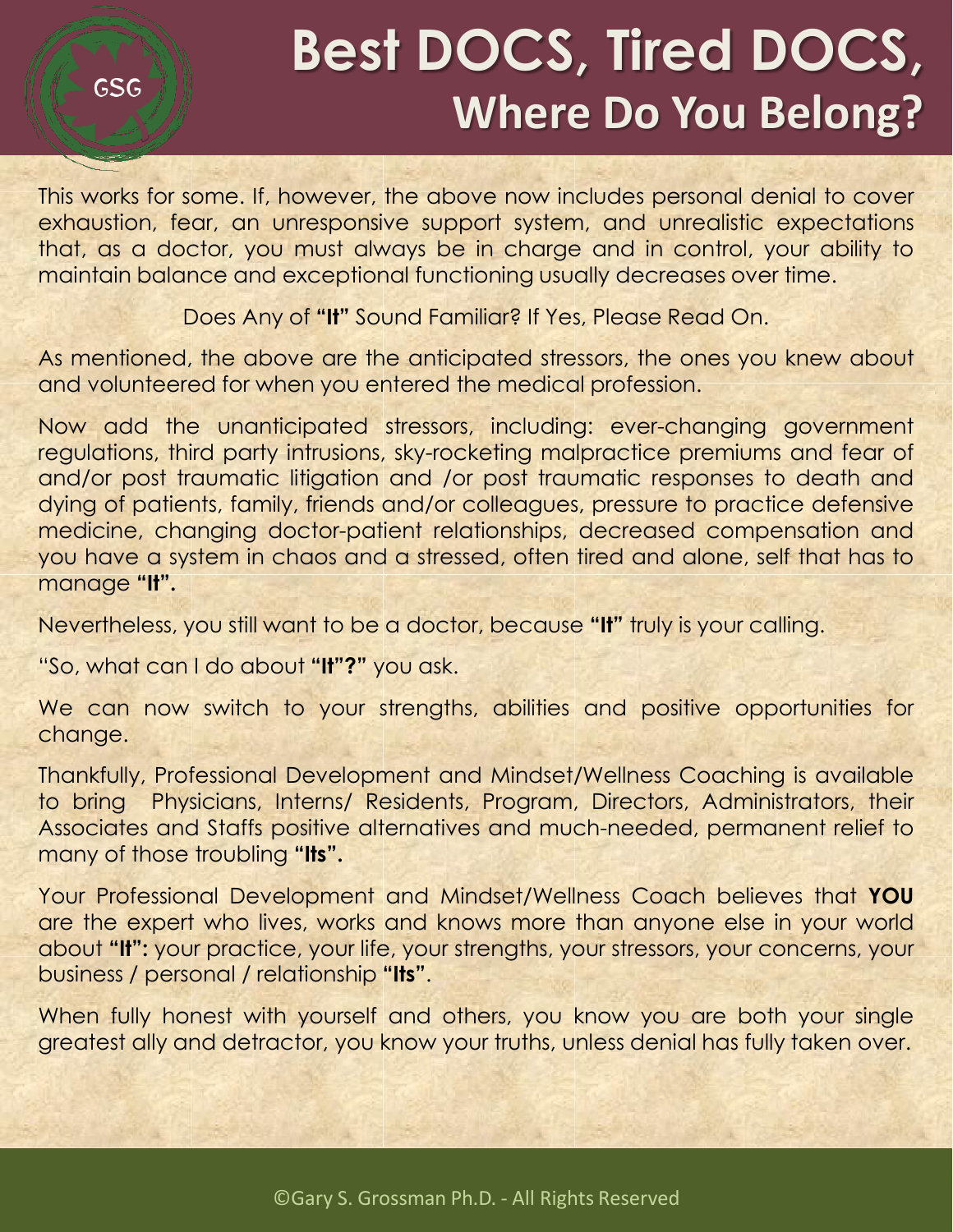This works for some. If, however, the above now includes personal denial to cover exhaustion, fear, an unresponsive support system, and unrealistic expectations that, as a doctor, you must always be in charge and in control, your ability to maintain balance and exceptional functioning usually decreases over time.

Does Any of **"It"** Sound Familiar? If Yes, Please Read On.

As mentioned, the above are the anticipated stressors, the ones you knew about and volunteered for when you entered the medical profession.

Now add the unanticipated stressors, including: ever-changing government regulations, third party intrusions, sky-rocketing malpractice premiums and fear of and/or post traumatic litigation and /or post traumatic responses to death and dying of patients, family, friends and/or colleagues, pressure to practice defensive medicine, changing doctor-patient relationships, decreased compensation and you have a system in chaos and a stressed, often tired and alone, self that has to manage **"It".**

Nevertheless, you still want to be a doctor, because **"It"** truly is your calling.

"So, what can I do about **"It"?"** you ask.

We can now switch to your strengths, abilities and positive opportunities for change.

Thankfully, Professional Development and Mindset/Wellness Coaching is available to bring Physicians, Interns/ Residents, Program, Directors, Administrators, their Associates and Staffs positive alternatives and much-needed, permanent relief to many of those troubling **"Its".**

Your Professional Development and Mindset/Wellness Coach believes that **YOU** are the expert who lives, works and knows more than anyone else in your world about **"It":** your practice, your life, your strengths, your stressors, your concerns, your business / personal / relationship **"Its"**.

When fully honest with yourself and others, you know you are both your single greatest ally and detractor, you know your truths, unless denial has fully taken over.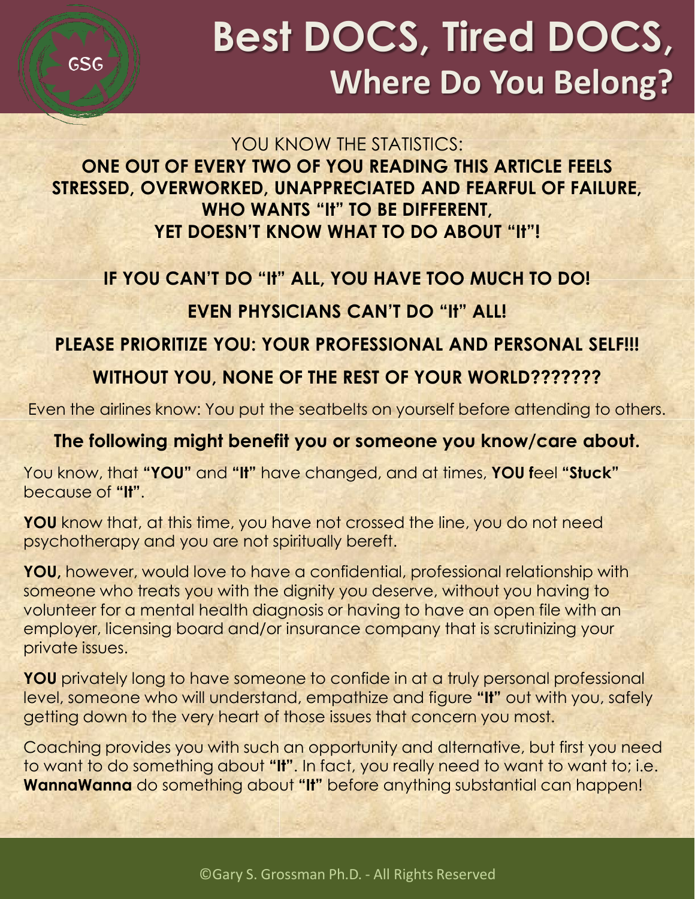# Best DOCS, Tired DOCS, Where Do You Belong?

YOU KNOW THE STATISTICS:

**ONE OUT OF EVERY TWO OF YOU READING THIS ARTICLE FEELS STRESSED, OVERWORKED, UNAPPRECIATED AND FEARFUL OF FAILURE, WHO WANTS "It" TO BE DIFFERENT, YET DOESN'T KNOW WHAT TO DO ABOUT "It"!**

**IF YOU CAN'T DO "It" ALL, YOU HAVE TOO MUCH TO DO!**

**EVEN PHYSICIANS CAN'T DO "It" ALL!**

**PLEASE PRIORITIZE YOU: YOUR PROFESSIONAL AND PERSONAL SELF!!!**

**WITHOUT YOU, NONE OF THE REST OF YOUR WORLD???????**

Even the airlines know: You put the seatbelts on yourself before attending to others.

**The following might benefit you or someone you know/care about.**

You know, that **"YOU"** and **"It"** have changed, and at times, **YOU f**eel **"Stuck"** because of **"It"**.

**YOU** know that, at this time, you have not crossed the line, you do not need psychotherapy and you are not spiritually bereft.

**YOU,** however, would love to have a confidential, professional relationship with someone who treats you with the dignity you deserve, without you having to volunteer for a mental health diagnosis or having to have an open file with an employer, licensing board and/or insurance company that is scrutinizing your private issues.

**YOU** privately long to have someone to confide in at a truly personal professional level, someone who will understand, empathize and figure **"It"** out with you, safely getting down to the very heart of those issues that concern you most.

Coaching provides you with such an opportunity and alternative, but first you need to want to do something about **"It"**. In fact, you really need to want to want to; i.e. **WannaWanna** do something about **"It"** before anything substantial can happen!

©Gary S. Grossman Ph.D. - All Rights Reserved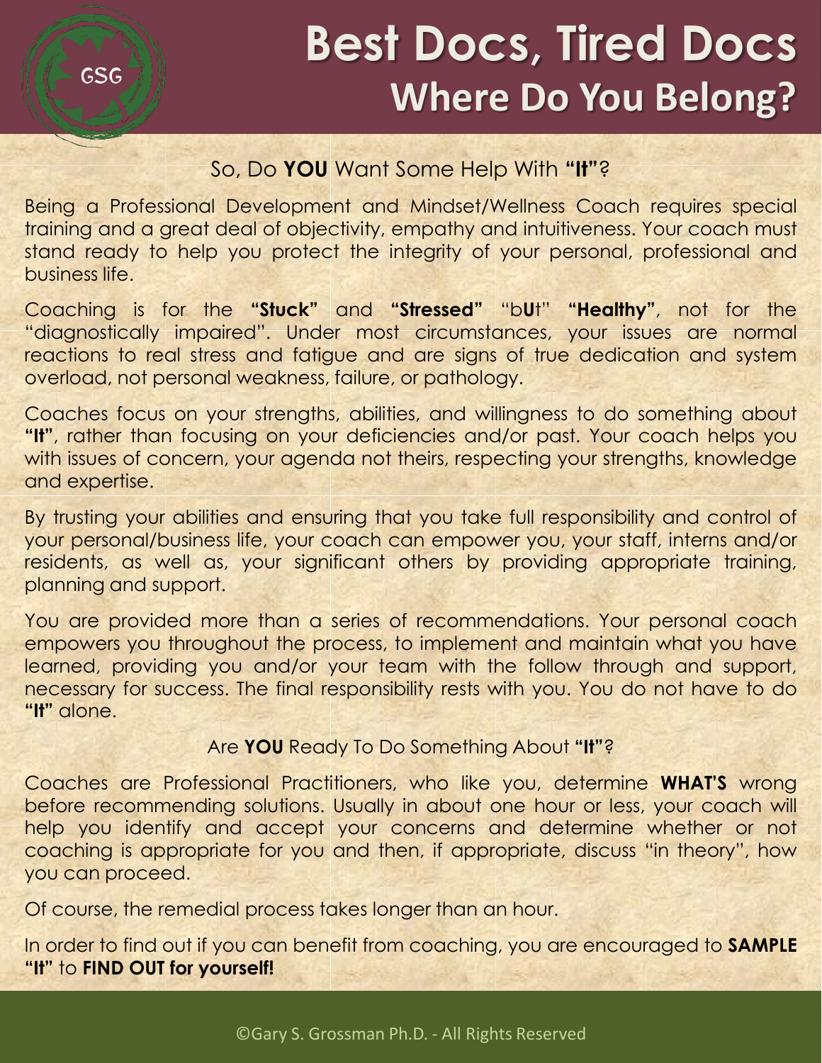# Best Docs, Tired Docs
## Where Do You Belong?

### So, Do **YOU** Want Some Help With **"It"**?

Being a Professional Development and Mindset/Wellness Coach requires special training and a great deal of objectivity, empathy and intuitiveness. Your coach must stand ready to help you protect the integrity of your personal, professional and business life.

Coaching is for the **"Stuck"** and **"Stressed"** "b**U**t" **"Healthy"**, not for the "diagnostically impaired". Under most circumstances, your issues are normal reactions to real stress and fatigue and are signs of true dedication and system overload, not personal weakness, failure, or pathology.

Coaches focus on your strengths, abilities, and willingness to do something about **"It"**, rather than focusing on your deficiencies and/or past. Your coach helps you with issues of concern, your agenda not theirs, respecting your strengths, knowledge and expertise.

By trusting your abilities and ensuring that you take full responsibility and control of your personal/business life, your coach can empower you, your staff, interns and/or residents, as well as, your significant others by providing appropriate training, planning and support.

You are provided more than a series of recommendations. Your personal coach empowers you throughout the process, to implement and maintain what you have learned, providing you and/or your team with the follow through and support, necessary for success. The final responsibility rests with you. You do not have to do **"It"** alone.

### Are **YOU** Ready To Do Something About **"It"**?

Coaches are Professional Practitioners, who like you, determine **WHAT'S** wrong before recommending solutions. Usually in about one hour or less, your coach will help you identify and accept your concerns and determine whether or not coaching is appropriate for you and then, if appropriate, discuss "in theory", how you can proceed.

Of course, the remedial process takes longer than an hour.

In order to find out if you can benefit from coaching, you are encouraged to **SAMPLE "It"** to **FIND OUT for yourself!**

©Gary S. Grossman Ph.D. - All Rights Reserved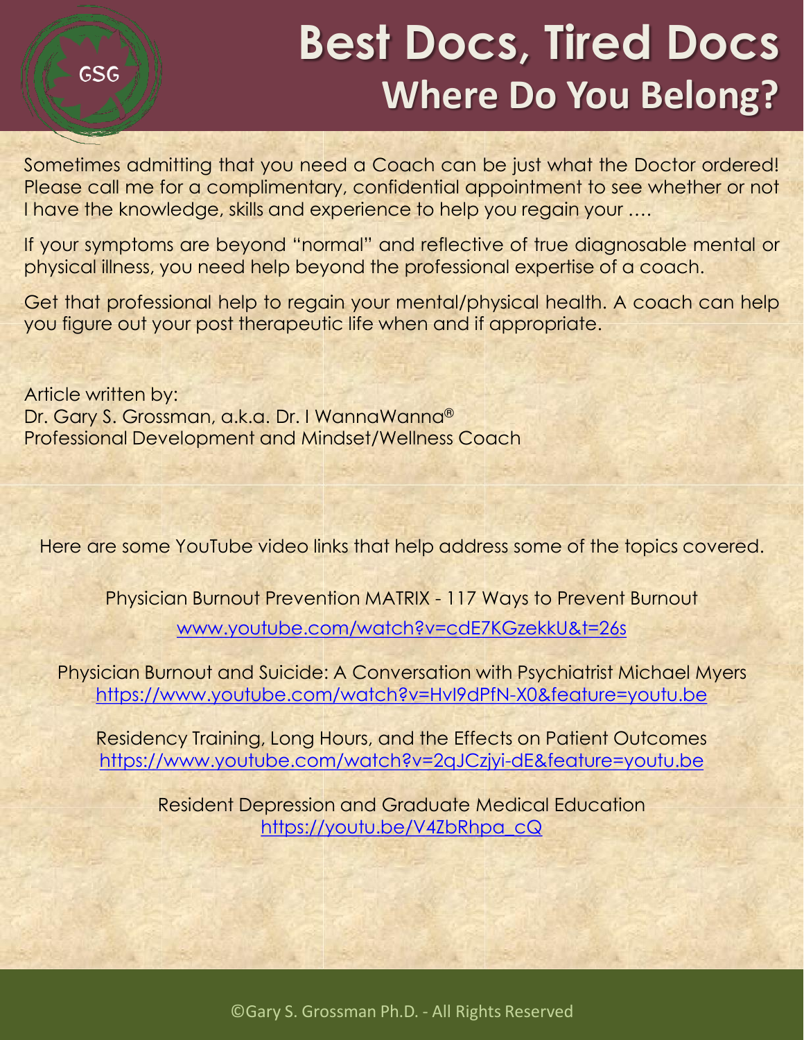# Best Docs, Tired Docs

## Where Do You Belong?

Sometimes admitting that you need a Coach can be just what the Doctor ordered! Please call me for a complimentary, confidential appointment to see whether or not I have the knowledge, skills and experience to help you regain your ….

If your symptoms are beyond "normal" and reflective of true diagnosable mental or physical illness, you need help beyond the professional expertise of a coach.

Get that professional help to regain your mental/physical health. A coach can help you figure out your post therapeutic life when and if appropriate.

Article written by:
Dr. Gary S. Grossman, a.k.a. Dr. I WannaWanna®
Professional Development and Mindset/Wellness Coach

Here are some YouTube video links that help address some of the topics covered.

Physician Burnout Prevention MATRIX - 117 Ways to Prevent Burnout
www.youtube.com/watch?v=cdE7KGzekkU&t=26s

Physician Burnout and Suicide: A Conversation with Psychiatrist Michael Myers
https://www.youtube.com/watch?v=HvI9dPfN-X0&feature=youtu.be

Residency Training, Long Hours, and the Effects on Patient Outcomes
https://www.youtube.com/watch?v=2qJCzjyi-dE&feature=youtu.be

Resident Depression and Graduate Medical Education
https://youtu.be/V4ZbRhpa_cQ

©Gary S. Grossman Ph.D. - All Rights Reserved